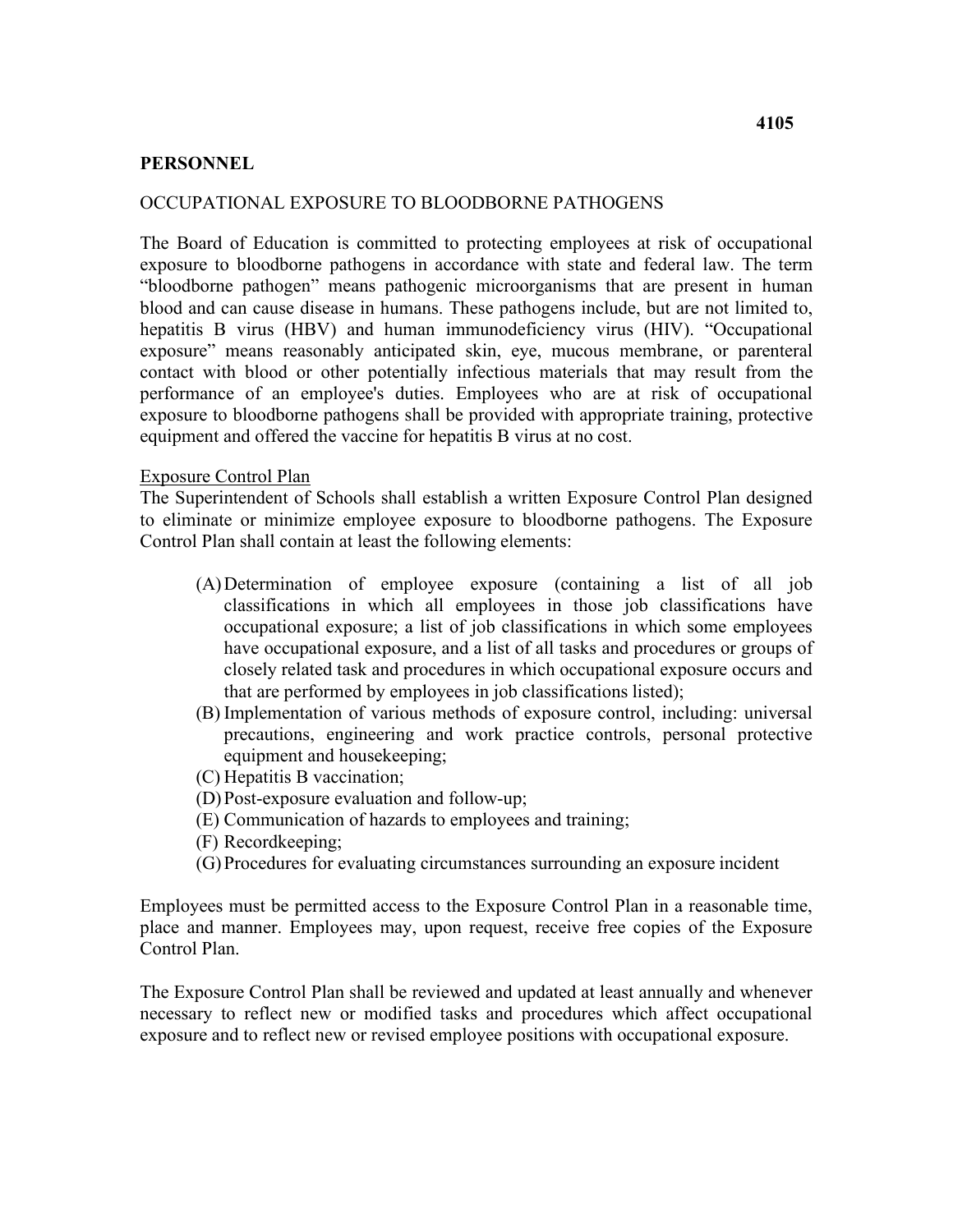**PERSONNEL**

OCCUPATIONAL EXPOSURE TO BLOODBORNE PATHOGENS

The Board of Education is committed to protecting employees at risk of occupational exposure to bloodborne pathogens in accordance with state and federal law. The term "bloodborne pathogen" means pathogenic microorganisms that are present in human blood and can cause disease in humans. These pathogens include, but are not limited to, hepatitis B virus (HBV) and human immunodeficiency virus (HIV). "Occupational exposure" means reasonably anticipated skin, eye, mucous membrane, or parenteral contact with blood or other potentially infectious materials that may result from the performance of an employee's duties. Employees who are at risk of occupational exposure to bloodborne pathogens shall be provided with appropriate training, protective equipment and offered the vaccine for hepatitis B virus at no cost.

Exposure Control Plan

The Superintendent of Schools shall establish a written Exposure Control Plan designed to eliminate or minimize employee exposure to bloodborne pathogens. The Exposure Control Plan shall contain at least the following elements:

(A) Determination of employee exposure (containing a list of all job classifications in which all employees in those job classifications have occupational exposure; a list of job classifications in which some employees have occupational exposure, and a list of all tasks and procedures or groups of closely related task and procedures in which occupational exposure occurs and that are performed by employees in job classifications listed);

(B) Implementation of various methods of exposure control, including: universal precautions, engineering and work practice controls, personal protective equipment and housekeeping;

(C) Hepatitis B vaccination;

(D) Post-exposure evaluation and follow-up;

(E) Communication of hazards to employees and training;

(F) Recordkeeping;

(G) Procedures for evaluating circumstances surrounding an exposure incident

Employees must be permitted access to the Exposure Control Plan in a reasonable time, place and manner. Employees may, upon request, receive free copies of the Exposure Control Plan.

The Exposure Control Plan shall be reviewed and updated at least annually and whenever necessary to reflect new or modified tasks and procedures which affect occupational exposure and to reflect new or revised employee positions with occupational exposure.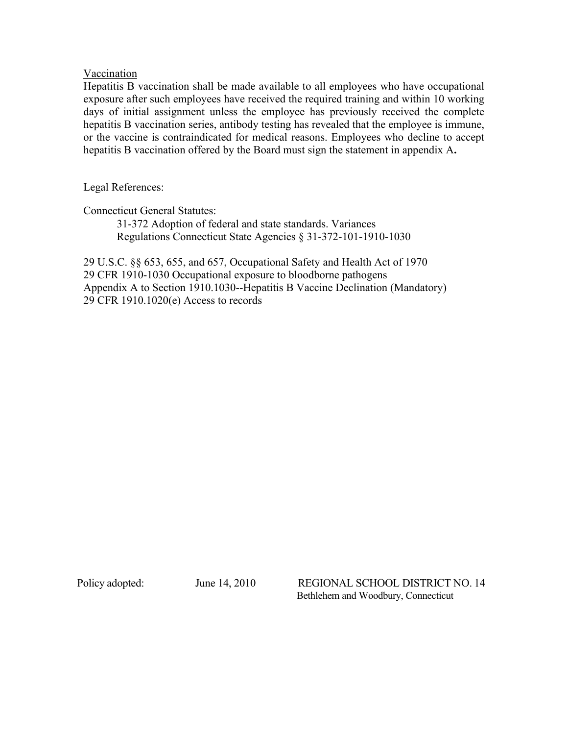<u>Vaccination</u>

Hepatitis B vaccination shall be made available to all employees who have occupational exposure after such employees have received the required training and within 10 working days of initial assignment unless the employee has previously received the complete hepatitis B vaccination series, antibody testing has revealed that the employee is immune, or the vaccine is contraindicated for medical reasons. Employees who decline to accept hepatitis B vaccination offered by the Board must sign the statement in appendix A**.**

Legal References:

Connecticut General Statutes:

31-372 Adoption of federal and state standards. Variances
Regulations Connecticut State Agencies § 31-372-101-1910-1030

29 U.S.C. §§ 653, 655, and 657, Occupational Safety and Health Act of 1970
29 CFR 1910-1030 Occupational exposure to bloodborne pathogens
Appendix A to Section 1910.1030--Hepatitis B Vaccine Declination (Mandatory)
29 CFR 1910.1020(e) Access to records

Policy adopted: June 14, 2010

REGIONAL SCHOOL DISTRICT NO. 14
Bethlehem and Woodbury, Connecticut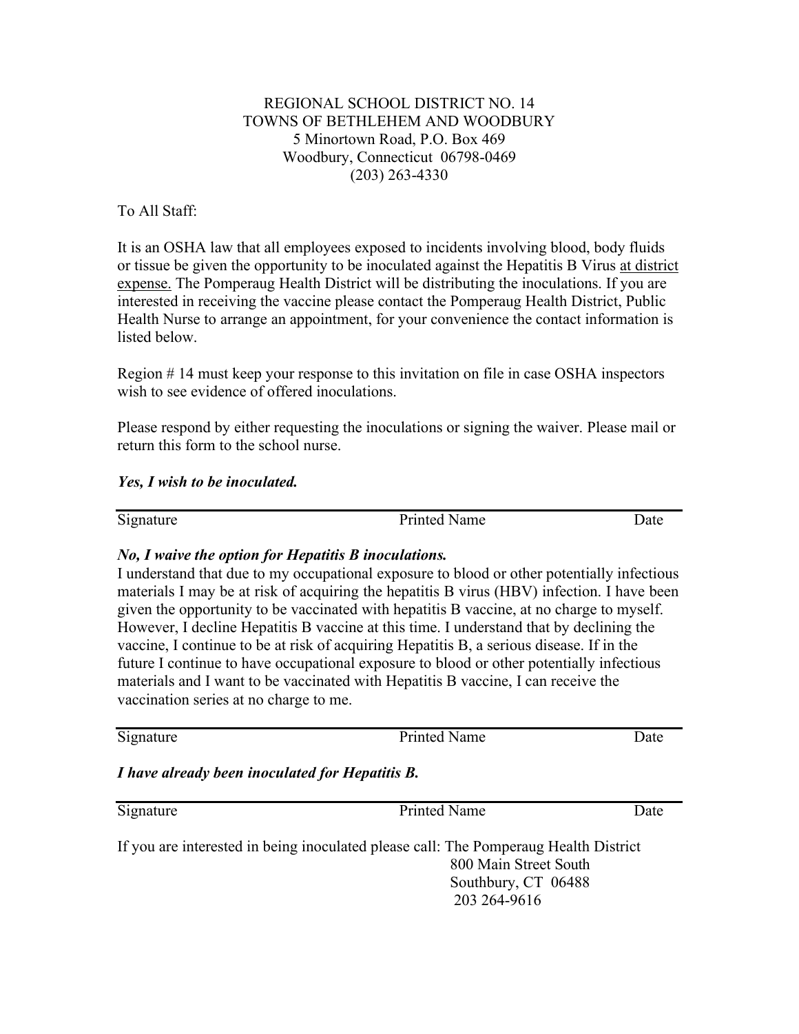REGIONAL SCHOOL DISTRICT NO. 14
TOWNS OF BETHLEHEM AND WOODBURY
5 Minortown Road, P.O. Box 469
Woodbury, Connecticut 06798-0469
(203) 263-4330

To All Staff:

It is an OSHA law that all employees exposed to incidents involving blood, body fluids or tissue be given the opportunity to be inoculated against the Hepatitis B Virus <u>at district expense.</u> The Pomperaug Health District will be distributing the inoculations. If you are interested in receiving the vaccine please contact the Pomperaug Health District, Public Health Nurse to arrange an appointment, for your convenience the contact information is listed below.

Region # 14 must keep your response to this invitation on file in case OSHA inspectors wish to see evidence of offered inoculations.

Please respond by either requesting the inoculations or signing the waiver. Please mail or return this form to the school nurse.

***Yes, I wish to be inoculated.***

_______________________________________________

Signature | Printed Name | Date

***No, I waive the option for Hepatitis B inoculations.***

I understand that due to my occupational exposure to blood or other potentially infectious materials I may be at risk of acquiring the hepatitis B virus (HBV) infection. I have been given the opportunity to be vaccinated with hepatitis B vaccine, at no charge to myself. However, I decline Hepatitis B vaccine at this time. I understand that by declining the vaccine, I continue to be at risk of acquiring Hepatitis B, a serious disease. If in the future I continue to have occupational exposure to blood or other potentially infectious materials and I want to be vaccinated with Hepatitis B vaccine, I can receive the vaccination series at no charge to me.

_______________________________________________

Signature | Printed Name | Date

***I have already been inoculated for Hepatitis B.***

_______________________________________________

Signature | Printed Name | Date

If you are interested in being inoculated please call: The Pomperaug Health District
800 Main Street South
Southbury, CT 06488
203 264-9616